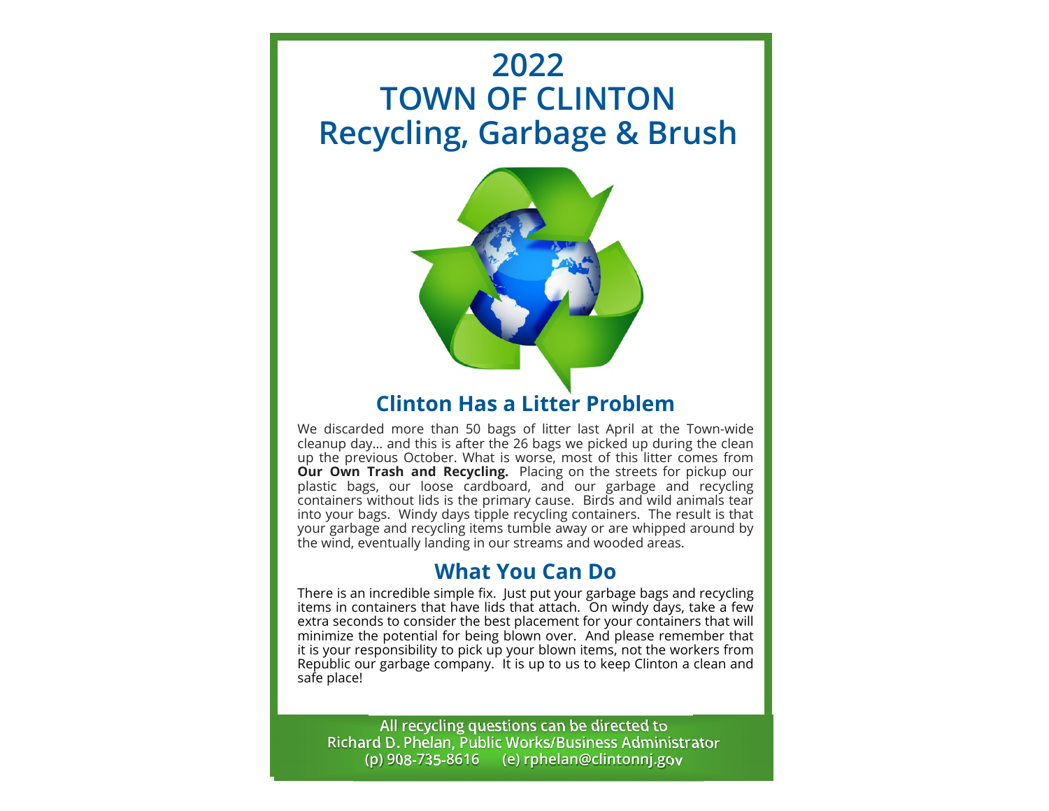# 2022 TOWN OF CLINTON Recycling, Garbage & Brush

## Clinton Has a Litter Problem

We discarded more than 50 bags of litter last April at the Town-wide cleanup day… and this is after the 26 bags we picked up during the clean up the previous October. What is worse, most of this litter comes from **Our Own Trash and Recycling.** Placing on the streets for pickup our plastic bags, our loose cardboard, and our garbage and recycling containers without lids is the primary cause. Birds and wild animals tear into your bags. Windy days tipple recycling containers. The result is that your garbage and recycling items tumble away or are whipped around by the wind, eventually landing in our streams and wooded areas.

## What You Can Do

There is an incredible simple fix. Just put your garbage bags and recycling items in containers that have lids that attach. On windy days, take a few extra seconds to consider the best placement for your containers that will minimize the potential for being blown over. And please remember that it is your responsibility to pick up your blown items, not the workers from Republic our garbage company. It is up to us to keep Clinton a clean and safe place!

**All recycling questions can be directed to**
**Richard D. Phelan, Public Works/Business Administrator**
**(p) 908-735-8616 (e) rphelan@clintonnj.gov**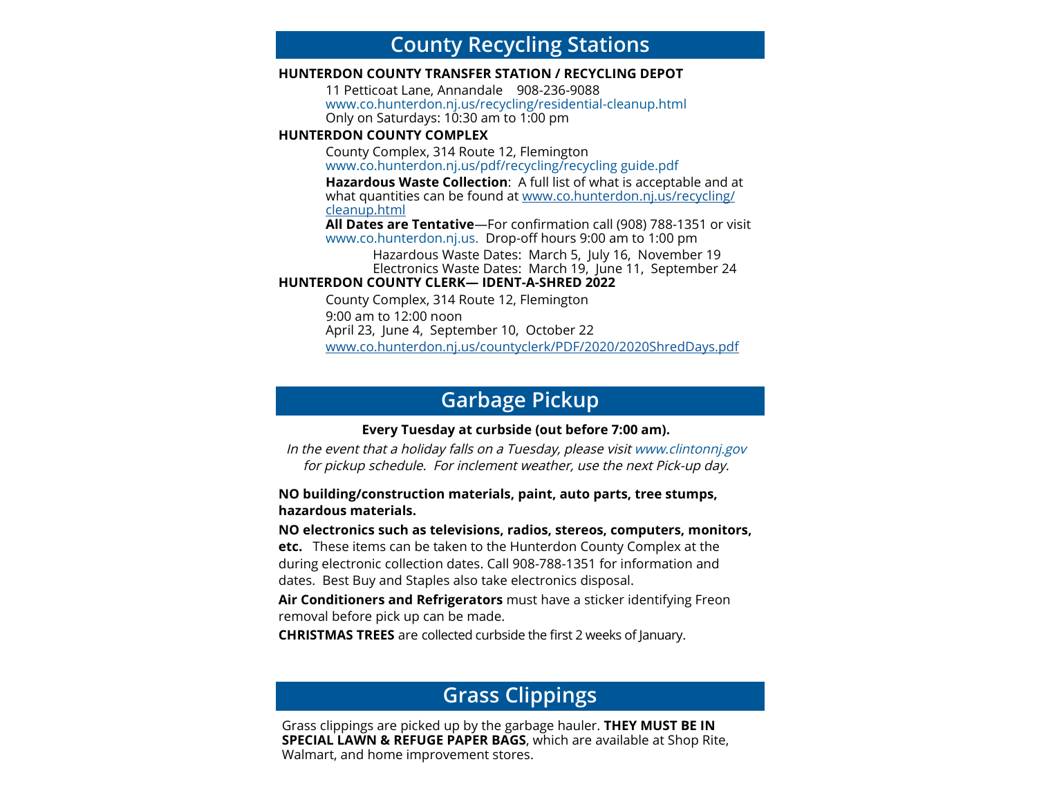## County Recycling Stations

**HUNTERDON COUNTY TRANSFER STATION / RECYCLING DEPOT**

11 Petticoat Lane, Annandale 908-236-9088
www.co.hunterdon.nj.us/recycling/residential-cleanup.html
Only on Saturdays: 10:30 am to 1:00 pm

**HUNTERDON COUNTY COMPLEX**

County Complex, 314 Route 12, Flemington
www.co.hunterdon.nj.us/pdf/recycling/recycling guide.pdf

**Hazardous Waste Collection**: A full list of what is acceptable and at what quantities can be found at www.co.hunterdon.nj.us/recycling/cleanup.html

**All Dates are Tentative**—For confirmation call (908) 788-1351 or visit www.co.hunterdon.nj.us. Drop-off hours 9:00 am to 1:00 pm

Hazardous Waste Dates: March 5, July 16, November 19
Electronics Waste Dates: March 19, June 11, September 24

**HUNTERDON COUNTY CLERK— IDENT-A-SHRED 2022**

County Complex, 314 Route 12, Flemington
9:00 am to 12:00 noon
April 23, June 4, September 10, October 22
www.co.hunterdon.nj.us/countyclerk/PDF/2020/2020ShredDays.pdf

## Garbage Pickup

**Every Tuesday at curbside (out before 7:00 am).**

*In the event that a holiday falls on a Tuesday, please visit www.clintonnj.gov for pickup schedule. For inclement weather, use the next Pick-up day.*

**NO building/construction materials, paint, auto parts, tree stumps, hazardous materials.**

**NO electronics such as televisions, radios, stereos, computers, monitors, etc.** These items can be taken to the Hunterdon County Complex at the during electronic collection dates. Call 908-788-1351 for information and dates. Best Buy and Staples also take electronics disposal.

**Air Conditioners and Refrigerators** must have a sticker identifying Freon removal before pick up can be made.

**CHRISTMAS TREES** are collected curbside the first 2 weeks of January.

## Grass Clippings

Grass clippings are picked up by the garbage hauler. **THEY MUST BE IN SPECIAL LAWN & REFUGE PAPER BAGS**, which are available at Shop Rite, Walmart, and home improvement stores.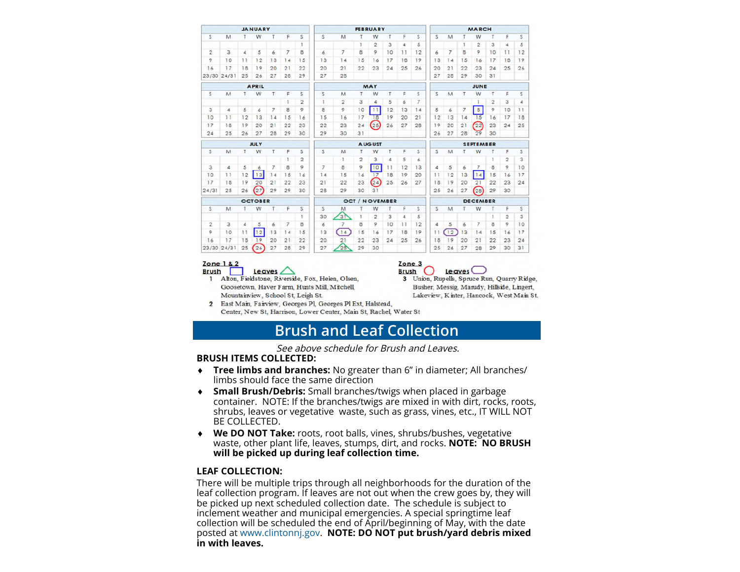**JANUARY**

| S | M | T | W | T | F | S |
|---|---|---|---|---|---|---|
| | | | | | | 1 |
| 2 | 3 | 4 | 5 | 6 | 7 | 8 |
| 9 | 10 | 11 | 12 | 13 | 14 | 15 |
| 16 | 17 | 18 | 19 | 20 | 21 | 22 |
| 23/30 | 24/31 | 25 | 26 | 27 | 28 | 29 |

**FEBRUARY**

| S | M | T | W | T | F | S |
|---|---|---|---|---|---|---|
| | | 1 | 2 | 3 | 4 | 5 |
| 6 | 7 | 8 | 9 | 10 | 11 | 12 |
| 13 | 14 | 15 | 16 | 17 | 18 | 19 |
| 20 | 21 | 22 | 23 | 24 | 25 | 26 |
| 27 | 28 | | | | | |

**MARCH**

| S | M | T | W | T | F | S |
|---|---|---|---|---|---|---|
| | | 1 | 2 | 3 | 4 | 5 |
| 6 | 7 | 8 | 9 | 10 | 11 | 12 |
| 13 | 14 | 15 | 16 | 17 | 18 | 19 |
| 20 | 21 | 22 | 23 | 24 | 25 | 26 |
| 27 | 28 | 29 | 30 | 31 | | |

**APRIL**

| S | M | T | W | T | F | S |
|---|---|---|---|---|---|---|
| | | | | | 1 | 2 |
| 3 | 4 | 5 | 6 | 7 | 8 | 9 |
| 10 | 11 | 12 | 13 | 14 | 15 | 16 |
| 17 | 18 | 19 | 20 | 21 | 22 | 23 |
| 24 | 25 | 26 | 27 | 28 | 29 | 30 |

**MAY**

| S | M | T | W | T | F | S |
|---|---|---|---|---|---|---|
| 1 | 2 | 3 | 4 | 5 | 6 | 7 |
| 8 | 9 | 10 | 11 (Brush, Zone 1 & 2) | 12 | 13 | 14 |
| 15 | 16 | 17 | 18 | 19 | 20 | 21 |
| 22 | 23 | 24 | 25 (Brush, Zone 3) | 26 | 27 | 28 |
| 29 | 30 | 31 | | | | |

**JUNE**

| S | M | T | W | T | F | S |
|---|---|---|---|---|---|---|
| | | | 1 | 2 | 3 | 4 |
| 5 | 6 | 7 | 8 (Brush, Zone 1 & 2) | 9 | 10 | 11 |
| 12 | 13 | 14 | 15 | 16 | 17 | 18 |
| 19 | 20 | 21 | 22 (Brush, Zone 3) | 23 | 24 | 25 |
| 26 | 27 | 28 | 29 | 30 | | |

**JULY**

| S | M | T | W | T | F | S |
|---|---|---|---|---|---|---|
| | | | | | 1 | 2 |
| 3 | 4 | 5 | 6 | 7 | 8 | 9 |
| 10 | 11 | 12 | 13 (Brush, Zone 1 & 2) | 14 | 15 | 16 |
| 17 | 18 | 19 | 20 | 21 | 22 | 23 |
| 24/31 | 25 | 26 | 27 (Brush, Zone 3) | 29 | 29 | 30 |

**AUGUST**

| S | M | T | W | T | F | S |
|---|---|---|---|---|---|---|
| | 1 | 2 | 3 | 4 | 5 | 6 |
| 7 | 8 | 9 | 10 (Brush, Zone 1 & 2) | 11 | 12 | 13 |
| 14 | 15 | 16 | 17 | 18 | 19 | 20 |
| 21 | 22 | 23 | 24 (Brush, Zone 3) | 25 | 26 | 27 |
| 28 | 29 | 30 | 31 | | | |

**SEPTEMBER**

| S | M | T | W | T | F | S |
|---|---|---|---|---|---|---|
| | | | | 1 | 2 | 3 |
| 4 | 5 | 6 | 7 | 8 | 9 | 10 |
| 11 | 12 | 13 | 14 (Brush, Zone 1 & 2) | 15 | 16 | 17 |
| 18 | 19 | 20 | 21 | 22 | 23 | 24 |
| 25 | 26 | 27 | 28 (Brush, Zone 3) | 29 | 30 | |

**OCTOBER**

| S | M | T | W | T | F | S |
|---|---|---|---|---|---|---|
| | | | | | | 1 |
| 2 | 3 | 4 | 5 | 6 | 7 | 8 |
| 9 | 10 | 11 | 12 (Brush, Zone 1 & 2) | 13 | 14 | 15 |
| 16 | 17 | 18 | 19 | 20 | 21 | 22 |
| 23/30 | 24/31 | 25 | 26 (Brush, Zone 3) | 27 | 28 | 29 |

**OCT / NOVEMBER**

| S | M | T | W | T | F | S |
|---|---|---|---|---|---|---|
| 30 | 31 (Leaves, Zone 1 & 2) | 1 | 2 | 3 | 4 | 5 |
| 6 | 7 | 8 | 9 | 10 | 11 | 12 |
| 13 | 14 (Leaves, Zone 3) | 15 | 16 | 17 | 18 | 19 |
| 20 | 21 | 22 | 23 | 24 | 25 | 26 |
| 27 | 28 (Leaves, Zone 1 & 2) | 29 | 30 | | | |

**DECEMBER**

| S | M | T | W | T | F | S |
|---|---|---|---|---|---|---|
| | | | | 1 | 2 | 3 |
| 4 | 5 | 6 | 7 | 8 | 9 | 10 |
| 11 | 12 (Leaves, Zone 3) | 13 | 14 | 15 | 16 | 17 |
| 18 | 19 | 20 | 21 | 22 | 23 | 24 |
| 25 | 26 | 27 | 28 | 29 | 30 | 31 |

**Zone 1 & 2**
**Brush** (square) **Leaves** (triangle)

1. Alton, Fieldstone, Riverside, Fox, Helen, Olsen, Goosetown, Haver Farm, Hunts Mill, Mitchell, Mountainview, School St, Leigh St.
2. East Main, Fairview, Georges Pl, Georges Pl Ext, Halstead, Center, New St, Harrison, Lower Center, Main St, Rachel, Water St

**Zone 3**
**Brush** (circle) **Leaves** (oval)

3. Union, Rupells, Spruce Run, Quarry Ridge, Busher, Messig, Marudy, Hillside, Lingert, Lakeview, Kinter, Hancock, West Main St.

## Brush and Leaf Collection

*See above schedule for Brush and Leaves.*

**BRUSH ITEMS COLLECTED:**

- **Tree limbs and branches:** No greater than 6" in diameter; All branches/ limbs should face the same direction
- **Small Brush/Debris:** Small branches/twigs when placed in garbage container. NOTE: If the branches/twigs are mixed in with dirt, rocks, roots, shrubs, leaves or vegetative waste, such as grass, vines, etc., IT WILL NOT BE COLLECTED.
- **We DO NOT Take:** roots, root balls, vines, shrubs/bushes, vegetative waste, other plant life, leaves, stumps, dirt, and rocks. **NOTE: NO BRUSH will be picked up during leaf collection time.**

**LEAF COLLECTION:**

There will be multiple trips through all neighborhoods for the duration of the leaf collection program. If leaves are not out when the crew goes by, they will be picked up next scheduled collection date. The schedule is subject to inclement weather and municipal emergencies. A special springtime leaf collection will be scheduled the end of April/beginning of May, with the date posted at www.clintonnj.gov. **NOTE: DO NOT put brush/yard debris mixed in with leaves.**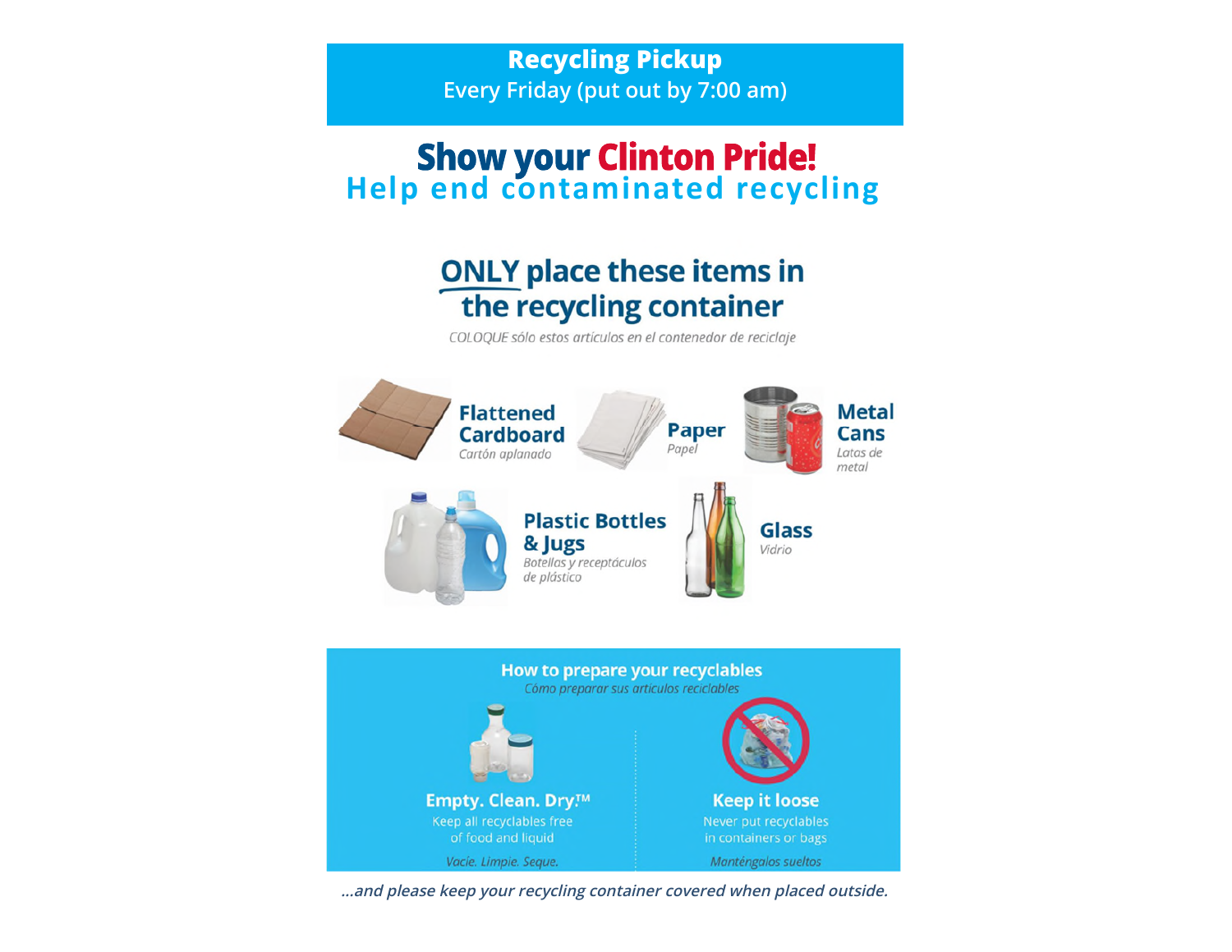## Recycling Pickup

**Every Friday (put out by 7:00 am)**

# Show your Clinton Pride!

## Help end contaminated recycling

### ONLY place these items in the recycling container

*COLOQUE sólo estos artículos en el contenedor de reciclaje*

**Flattened Cardboard**
*Cartón aplanado*

**Paper**
*Papel*

**Metal Cans**
*Latas de metal*

**Plastic Bottles & Jugs**
*Botellas y receptáculos de plástico*

**Glass**
*Vidrio*

### How to prepare your recyclables

*Cómo preparar sus artículos reciclables*

**Empty. Clean. Dry.™**
Keep all recyclables free of food and liquid
*Vacíe. Limpie. Seque.*

**Keep it loose**
Never put recyclables in containers or bags
*Manténgalos sueltos*

***...and please keep your recycling container covered when placed outside.***